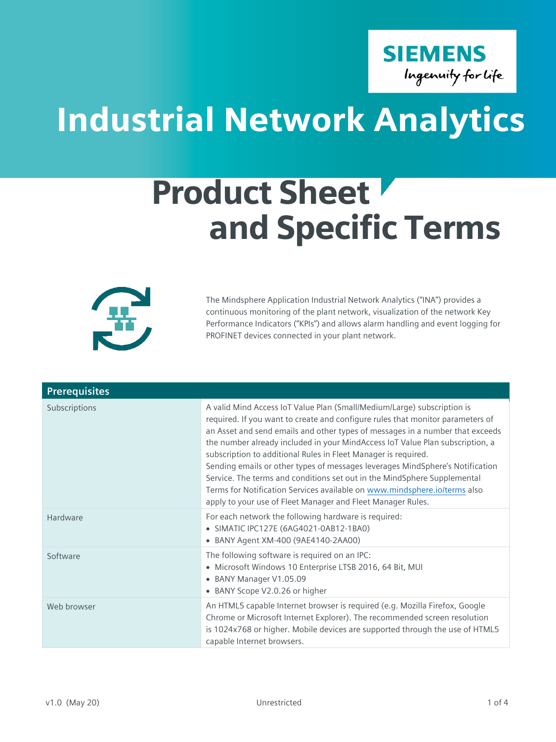SIEMENS
Ingenuity for life

# Industrial Network Analytics

# Product Sheet and Specific Terms

The Mindsphere Application Industrial Network Analytics ("INA") provides a continuous monitoring of the plant network, visualization of the network Key Performance Indicators ("KPIs") and allows alarm handling and event logging for PROFINET devices connected in your plant network.

| Prerequisites | |
|---|---|
| Subscriptions | A valid Mind Access IoT Value Plan (Small/Medium/Large) subscription is required. If you want to create and configure rules that monitor parameters of an Asset and send emails and other types of messages in a number that exceeds the number already included in your MindAccess IoT Value Plan subscription, a subscription to additional Rules in Fleet Manager is required.<br>Sending emails or other types of messages leverages MindSphere's Notification Service. The terms and conditions set out in the MindSphere Supplemental Terms for Notification Services available on www.mindsphere.io/terms also apply to your use of Fleet Manager and Fleet Manager Rules. |
| Hardware | For each network the following hardware is required:<br>• SIMATIC IPC127E (6AG4021-0AB12-1BA0)<br>• BANY Agent XM-400 (9AE4140-2AA00) |
| Software | The following software is required on an IPC:<br>• Microsoft Windows 10 Enterprise LTSB 2016, 64 Bit, MUI<br>• BANY Manager V1.05.09<br>• BANY Scope V2.0.26 or higher |
| Web browser | An HTML5 capable Internet browser is required (e.g. Mozilla Firefox, Google Chrome or Microsoft Internet Explorer). The recommended screen resolution is 1024x768 or higher. Mobile devices are supported through the use of HTML5 capable Internet browsers. |

v1.0 (May 20) Unrestricted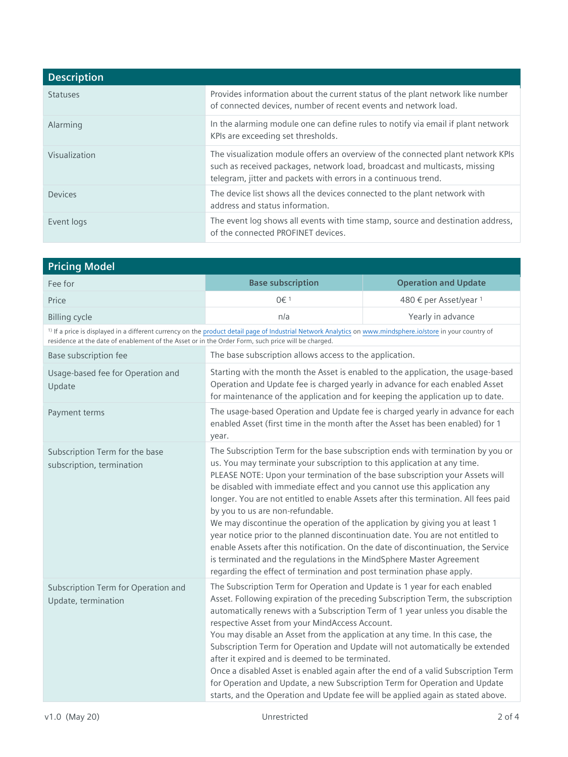| Description | |
|---|---|
| Statuses | Provides information about the current status of the plant network like number of connected devices, number of recent events and network load. |
| Alarming | In the alarming module one can define rules to notify via email if plant network KPIs are exceeding set thresholds. |
| Visualization | The visualization module offers an overview of the connected plant network KPIs such as received packages, network load, broadcast and multicasts, missing telegram, jitter and packets with errors in a continuous trend. |
| Devices | The device list shows all the devices connected to the plant network with address and status information. |
| Event logs | The event log shows all events with time stamp, source and destination address, of the connected PROFINET devices. |

| Pricing Model | | |
|---|---|---|
| Fee for | **Base subscription** | **Operation and Update** |
| Price | 0€ [1] | 480 € per Asset/year [1] |
| Billing cycle | n/a | Yearly in advance |

[1] If a price is displayed in a different currency on the product detail page of Industrial Network Analytics on www.mindsphere.io/store in your country of residence at the date of enablement of the Asset or in the Order Form, such price will be charged.

| | |
|---|---|
| Base subscription fee | The base subscription allows access to the application. |
| Usage-based fee for Operation and Update | Starting with the month the Asset is enabled to the application, the usage-based Operation and Update fee is charged yearly in advance for each enabled Asset for maintenance of the application and for keeping the application up to date. |
| Payment terms | The usage-based Operation and Update fee is charged yearly in advance for each enabled Asset (first time in the month after the Asset has been enabled) for 1 year. |
| Subscription Term for the base subscription, termination | The Subscription Term for the base subscription ends with termination by you or us. You may terminate your subscription to this application at any time. PLEASE NOTE: Upon your termination of the base subscription your Assets will be disabled with immediate effect and you cannot use this application any longer. You are not entitled to enable Assets after this termination. All fees paid by you to us are non-refundable. We may discontinue the operation of the application by giving you at least 1 year notice prior to the planned discontinuation date. You are not entitled to enable Assets after this notification. On the date of discontinuation, the Service is terminated and the regulations in the MindSphere Master Agreement regarding the effect of termination and post termination phase apply. |
| Subscription Term for Operation and Update, termination | The Subscription Term for Operation and Update is 1 year for each enabled Asset. Following expiration of the preceding Subscription Term, the subscription automatically renews with a Subscription Term of 1 year unless you disable the respective Asset from your MindAccess Account. You may disable an Asset from the application at any time. In this case, the Subscription Term for Operation and Update will not automatically be extended after it expired and is deemed to be terminated. Once a disabled Asset is enabled again after the end of a valid Subscription Term for Operation and Update, a new Subscription Term for Operation and Update starts, and the Operation and Update fee will be applied again as stated above. |

v1.0 (May 20) Unrestricted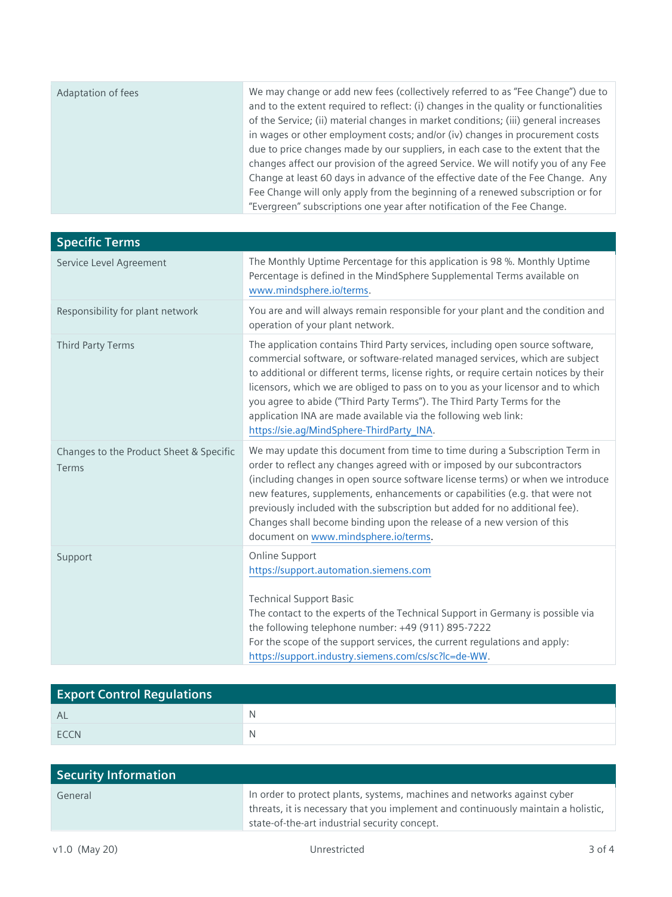| Adaptation of fees | We may change or add new fees (collectively referred to as "Fee Change") due to and to the extent required to reflect: (i) changes in the quality or functionalities of the Service; (ii) material changes in market conditions; (iii) general increases in wages or other employment costs; and/or (iv) changes in procurement costs due to price changes made by our suppliers, in each case to the extent that the changes affect our provision of the agreed Service. We will notify you of any Fee Change at least 60 days in advance of the effective date of the Fee Change. Any Fee Change will only apply from the beginning of a renewed subscription or for "Evergreen" subscriptions one year after notification of the Fee Change. |
|---|---|

| Specific Terms | |
|---|---|
| Service Level Agreement | The Monthly Uptime Percentage for this application is 98 %. Monthly Uptime Percentage is defined in the MindSphere Supplemental Terms available on www.mindsphere.io/terms. |
| Responsibility for plant network | You are and will always remain responsible for your plant and the condition and operation of your plant network. |
| Third Party Terms | The application contains Third Party services, including open source software, commercial software, or software-related managed services, which are subject to additional or different terms, license rights, or require certain notices by their licensors, which we are obliged to pass on to you as your licensor and to which you agree to abide ("Third Party Terms"). The Third Party Terms for the application INA are made available via the following web link: https://sie.ag/MindSphere-ThirdParty_INA. |
| Changes to the Product Sheet & Specific Terms | We may update this document from time to time during a Subscription Term in order to reflect any changes agreed with or imposed by our subcontractors (including changes in open source software license terms) or when we introduce new features, supplements, enhancements or capabilities (e.g. that were not previously included with the subscription but added for no additional fee). Changes shall become binding upon the release of a new version of this document on www.mindsphere.io/terms. |
| Support | Online Support<br>https://support.automation.siemens.com<br><br>Technical Support Basic<br>The contact to the experts of the Technical Support in Germany is possible via the following telephone number: +49 (911) 895-7222<br>For the scope of the support services, the current regulations and apply: https://support.industry.siemens.com/cs/sc?lc=de-WW. |

| Export Control Regulations | |
|---|---|
| AL | N |
| ECCN | N |

| Security Information | |
|---|---|
| General | In order to protect plants, systems, machines and networks against cyber threats, it is necessary that you implement and continuously maintain a holistic, state-of-the-art industrial security concept. |

v1.0 (May 20) Unrestricted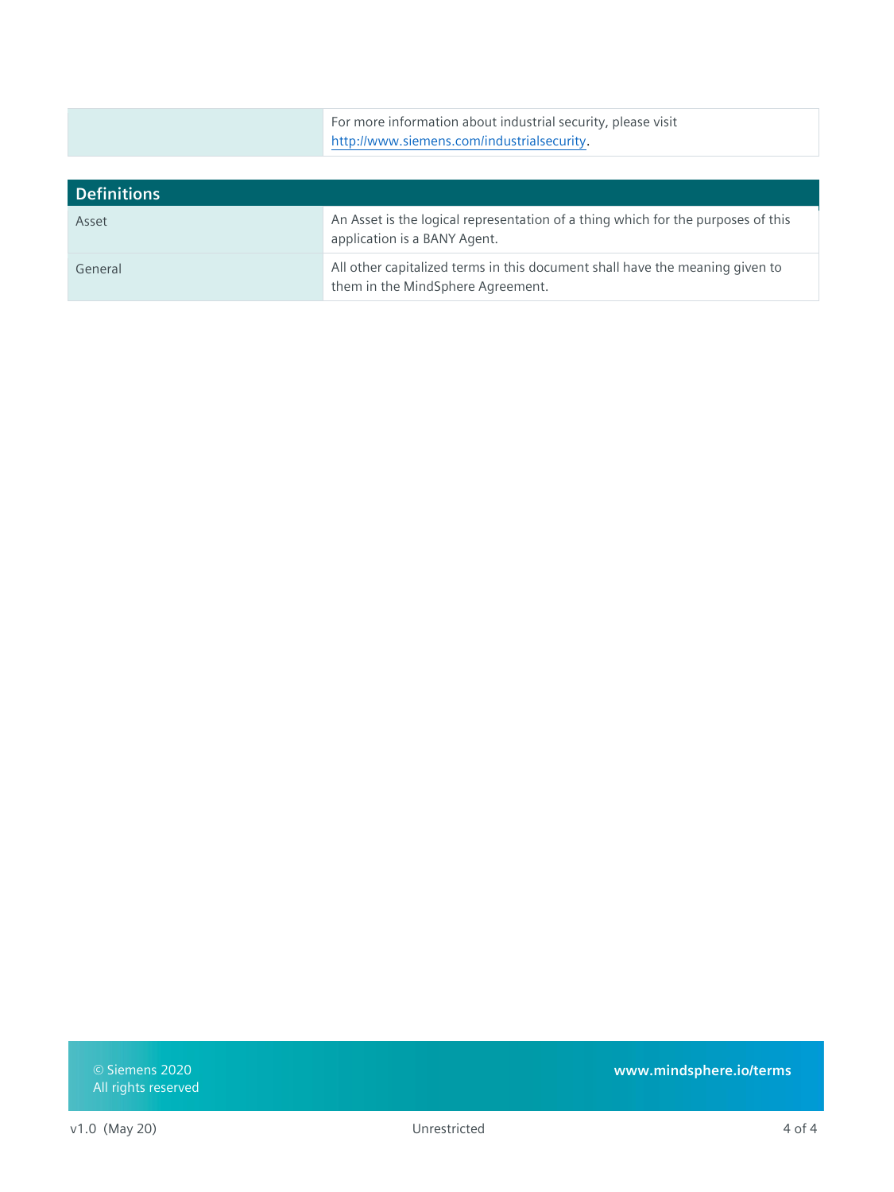| | |
|---|---|
| | For more information about industrial security, please visit [http://www.siemens.com/industrialsecurity](http://www.siemens.com/industrialsecurity). |

| Definitions | |
|---|---|
| Asset | An Asset is the logical representation of a thing which for the purposes of this application is a BANY Agent. |
| General | All other capitalized terms in this document shall have the meaning given to them in the MindSphere Agreement. |

© Siemens 2020
All rights reserved

**www.mindsphere.io/terms**

v1.0 (May 20)

Unrestricted